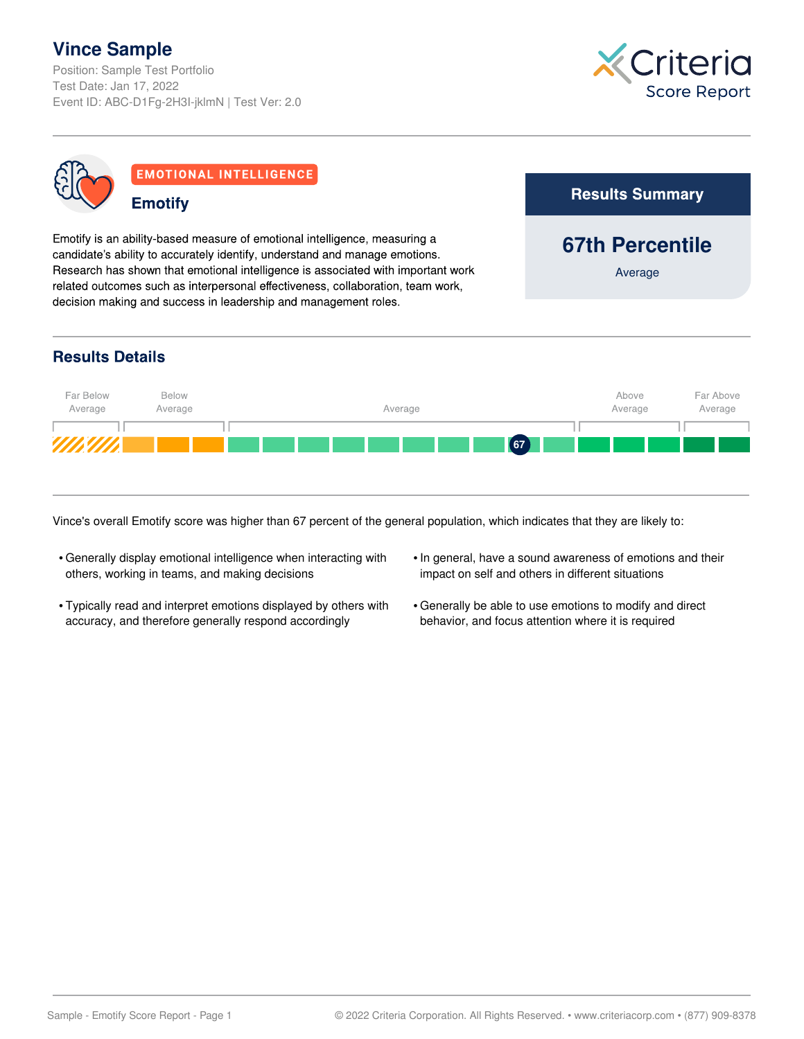# Vince Sample

Position: Sample Test Portfolio
Test Date: Jan 17, 2022
Event ID: ABC-D1Fg-2H3I-jklmN | Test Ver: 2.0

Criteria Score Report

**EMOTIONAL INTELLIGENCE**

## Emotify

Emotify is an ability-based measure of emotional intelligence, measuring a candidate's ability to accurately identify, understand and manage emotions. Research has shown that emotional intelligence is associated with important work related outcomes such as interpersonal effectiveness, collaboration, team work, decision making and success in leadership and management roles.

### Results Summary

**67th Percentile**

Average

## Results Details

| Far Below Average | Below Average | Average | Above Average | Far Above Average |
|---|---|---|---|---|
| | | 67 | | |

Vince's overall Emotify score was higher than 67 percent of the general population, which indicates that they are likely to:

- Generally display emotional intelligence when interacting with others, working in teams, and making decisions
- Typically read and interpret emotions displayed by others with accuracy, and therefore generally respond accordingly
- In general, have a sound awareness of emotions and their impact on self and others in different situations
- Generally be able to use emotions to modify and direct behavior, and focus attention where it is required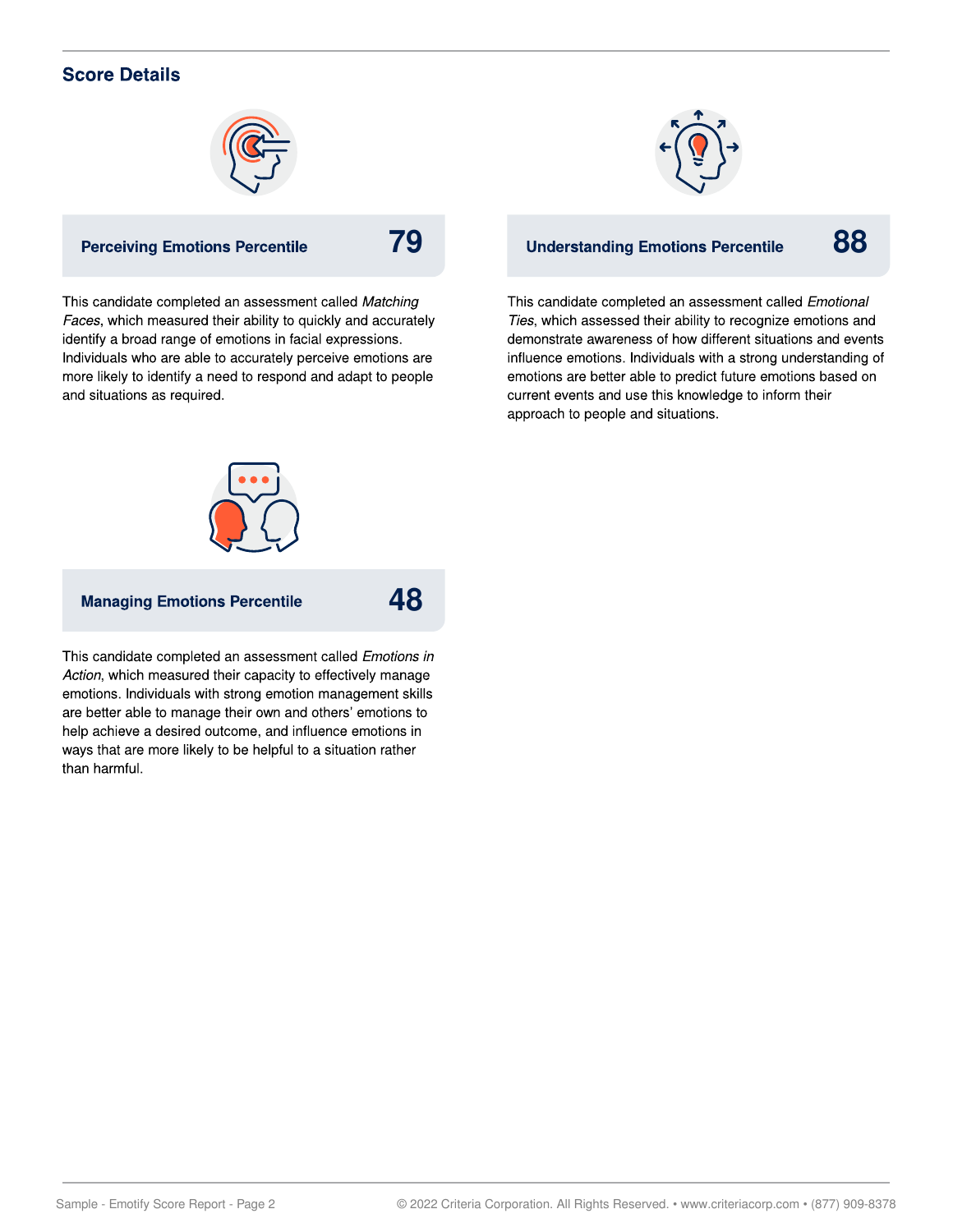## Score Details

### Perceiving Emotions Percentile **79**

This candidate completed an assessment called *Matching Faces*, which measured their ability to quickly and accurately identify a broad range of emotions in facial expressions. Individuals who are able to accurately perceive emotions are more likely to identify a need to respond and adapt to people and situations as required.

### Understanding Emotions Percentile **88**

This candidate completed an assessment called *Emotional Ties*, which assessed their ability to recognize emotions and demonstrate awareness of how different situations and events influence emotions. Individuals with a strong understanding of emotions are better able to predict future emotions based on current events and use this knowledge to inform their approach to people and situations.

### Managing Emotions Percentile **48**

This candidate completed an assessment called *Emotions in Action*, which measured their capacity to effectively manage emotions. Individuals with strong emotion management skills are better able to manage their own and others' emotions to help achieve a desired outcome, and influence emotions in ways that are more likely to be helpful to a situation rather than harmful.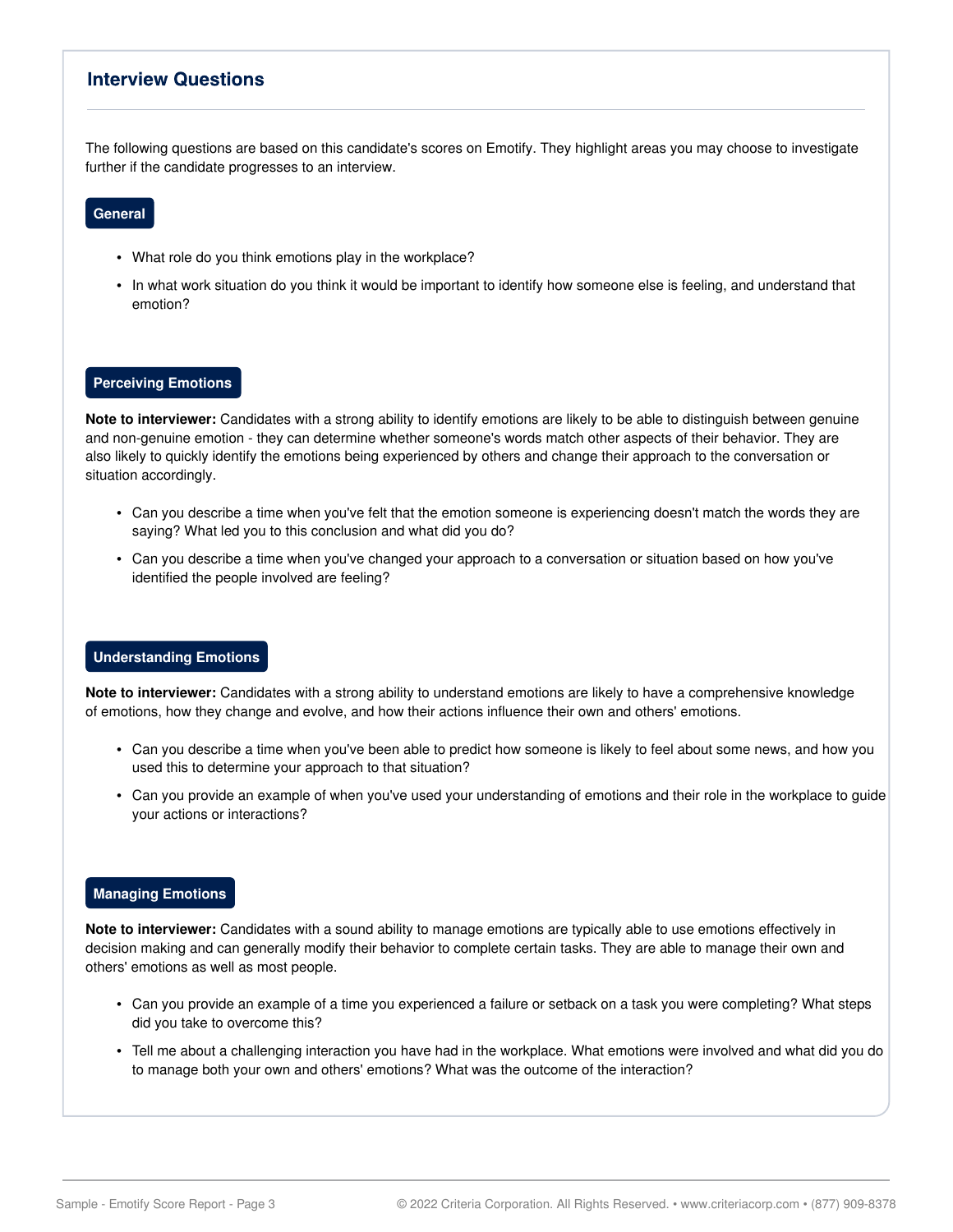## Interview Questions

The following questions are based on this candidate's scores on Emotify. They highlight areas you may choose to investigate further if the candidate progresses to an interview.

### General

- What role do you think emotions play in the workplace?
- In what work situation do you think it would be important to identify how someone else is feeling, and understand that emotion?

### Perceiving Emotions

**Note to interviewer:** Candidates with a strong ability to identify emotions are likely to be able to distinguish between genuine and non-genuine emotion - they can determine whether someone's words match other aspects of their behavior. They are also likely to quickly identify the emotions being experienced by others and change their approach to the conversation or situation accordingly.

- Can you describe a time when you've felt that the emotion someone is experiencing doesn't match the words they are saying? What led you to this conclusion and what did you do?
- Can you describe a time when you've changed your approach to a conversation or situation based on how you've identified the people involved are feeling?

### Understanding Emotions

**Note to interviewer:** Candidates with a strong ability to understand emotions are likely to have a comprehensive knowledge of emotions, how they change and evolve, and how their actions influence their own and others' emotions.

- Can you describe a time when you've been able to predict how someone is likely to feel about some news, and how you used this to determine your approach to that situation?
- Can you provide an example of when you've used your understanding of emotions and their role in the workplace to guide your actions or interactions?

### Managing Emotions

**Note to interviewer:** Candidates with a sound ability to manage emotions are typically able to use emotions effectively in decision making and can generally modify their behavior to complete certain tasks. They are able to manage their own and others' emotions as well as most people.

- Can you provide an example of a time you experienced a failure or setback on a task you were completing? What steps did you take to overcome this?
- Tell me about a challenging interaction you have had in the workplace. What emotions were involved and what did you do to manage both your own and others' emotions? What was the outcome of the interaction?